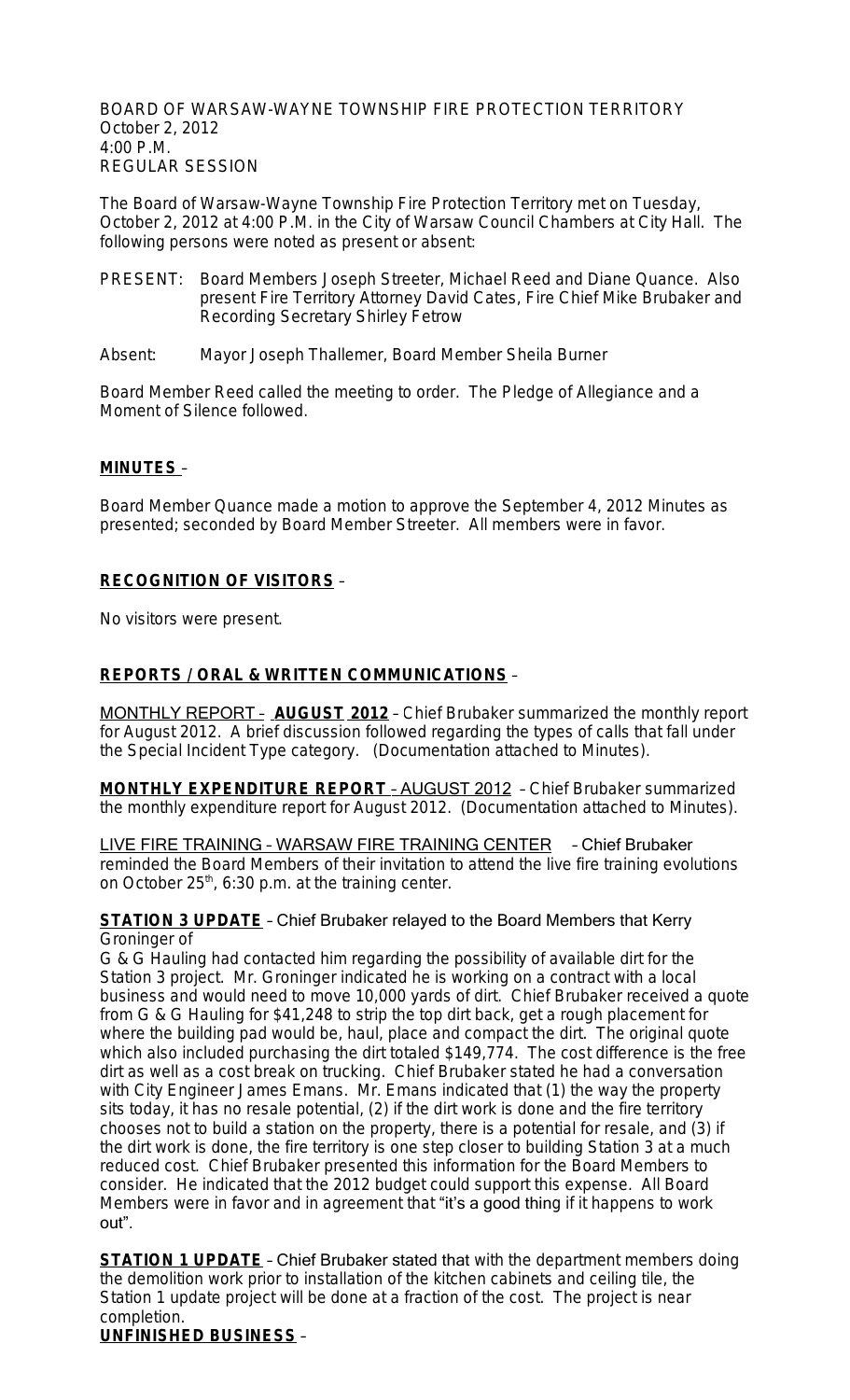BOARD OF WARSAW-WAYNE TOWNSHIP FIRE PROTECTION TERRITORY
October 2, 2012
4:00 P.M.
REGULAR SESSION

The Board of Warsaw-Wayne Township Fire Protection Territory met on Tuesday, October 2, 2012 at 4:00 P.M. in the City of Warsaw Council Chambers at City Hall. The following persons were noted as present or absent:

PRESENT: Board Members Joseph Streeter, Michael Reed and Diane Quance. Also present Fire Territory Attorney David Cates, Fire Chief Mike Brubaker and Recording Secretary Shirley Fetrow

Absent: Mayor Joseph Thallemer, Board Member Sheila Burner

Board Member Reed called the meeting to order. The Pledge of Allegiance and a Moment of Silence followed.

**MINUTES** –

Board Member Quance made a motion to approve the September 4, 2012 Minutes as presented; seconded by Board Member Streeter. All members were in favor.

**RECOGNITION OF VISITORS** –

No visitors were present.

**REPORTS / ORAL & WRITTEN COMMUNICATIONS** –

MONTHLY REPORT – **AUGUST 2012** – Chief Brubaker summarized the monthly report for August 2012. A brief discussion followed regarding the types of calls that fall under the Special Incident Type category. (Documentation attached to Minutes).

**MONTHLY EXPENDITURE REPORT** – AUGUST 2012 – Chief Brubaker summarized the monthly expenditure report for August 2012. (Documentation attached to Minutes).

LIVE FIRE TRAINING – WARSAW FIRE TRAINING CENTER – Chief Brubaker reminded the Board Members of their invitation to attend the live fire training evolutions on October 25th, 6:30 p.m. at the training center.

**STATION 3 UPDATE** – Chief Brubaker relayed to the Board Members that Kerry Groninger of G & G Hauling had contacted him regarding the possibility of available dirt for the Station 3 project. Mr. Groninger indicated he is working on a contract with a local business and would need to move 10,000 yards of dirt. Chief Brubaker received a quote from G & G Hauling for $41,248 to strip the top dirt back, get a rough placement for where the building pad would be, haul, place and compact the dirt. The original quote which also included purchasing the dirt totaled $149,774. The cost difference is the free dirt as well as a cost break on trucking. Chief Brubaker stated he had a conversation with City Engineer James Emans. Mr. Emans indicated that (1) the way the property sits today, it has no resale potential, (2) if the dirt work is done and the fire territory chooses not to build a station on the property, there is a potential for resale, and (3) if the dirt work is done, the fire territory is one step closer to building Station 3 at a much reduced cost. Chief Brubaker presented this information for the Board Members to consider. He indicated that the 2012 budget could support this expense. All Board Members were in favor and in agreement that "it's a good thing if it happens to work out".

**STATION 1 UPDATE** – Chief Brubaker stated that with the department members doing the demolition work prior to installation of the kitchen cabinets and ceiling tile, the Station 1 update project will be done at a fraction of the cost. The project is near completion.

**UNFINISHED BUSINESS** –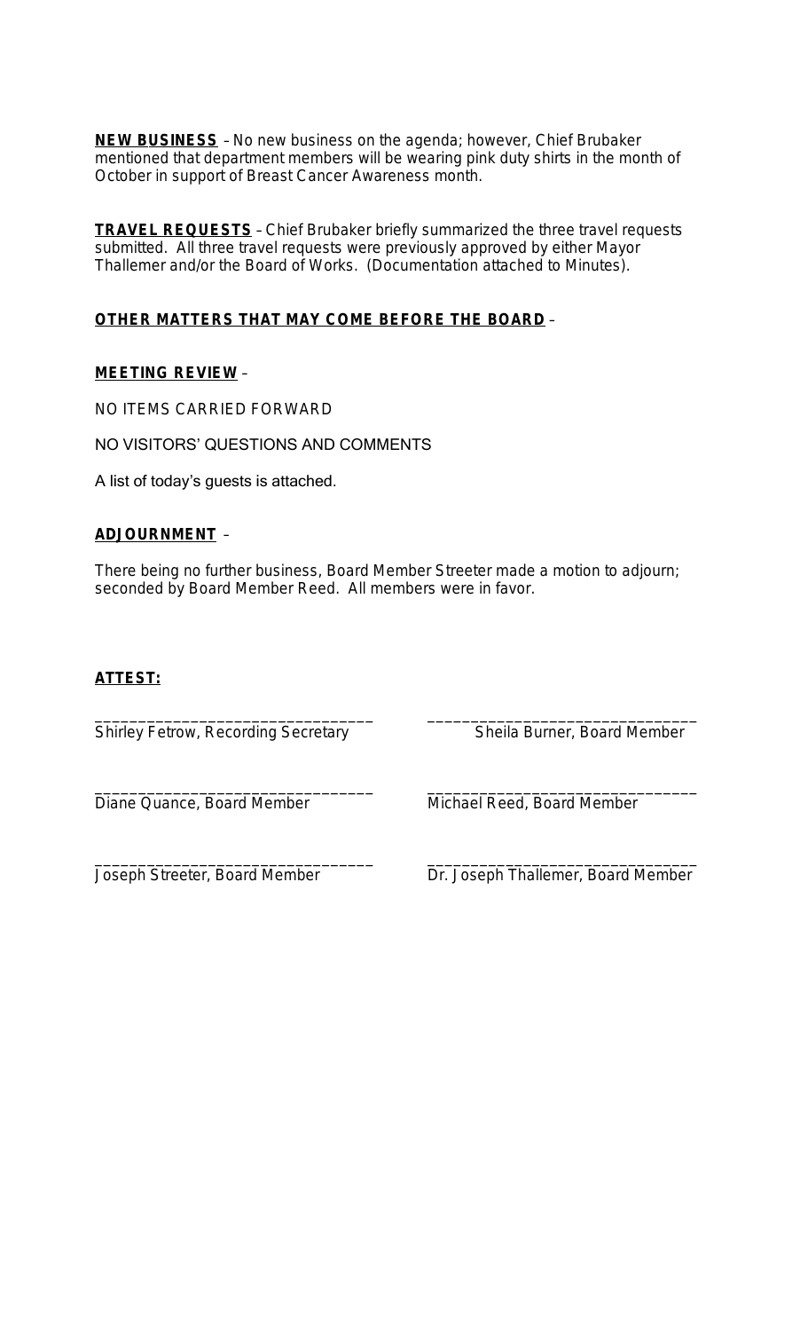**<u>NEW BUSINESS</u>** – No new business on the agenda; however, Chief Brubaker mentioned that department members will be wearing pink duty shirts in the month of October in support of Breast Cancer Awareness month.

**<u>TRAVEL REQUESTS</u>** – Chief Brubaker briefly summarized the three travel requests submitted. All three travel requests were previously approved by either Mayor Thallemer and/or the Board of Works. (Documentation attached to Minutes).

**<u>OTHER MATTERS THAT MAY COME BEFORE THE BOARD</u>** –

**<u>MEETING REVIEW</u>** –

NO ITEMS CARRIED FORWARD

NO VISITORS' QUESTIONS AND COMMENTS

A list of today's guests is attached.

**<u>ADJOURNMENT</u>** –

There being no further business, Board Member Streeter made a motion to adjourn; seconded by Board Member Reed. All members were in favor.

**<u>ATTEST:</u>**

| | |
|---|---|
| _______________________________ | _______________________________ |
| Shirley Fetrow, Recording Secretary | Sheila Burner, Board Member |
| _______________________________ | _______________________________ |
| Diane Quance, Board Member | Michael Reed, Board Member |
| _______________________________ | _______________________________ |
| Joseph Streeter, Board Member | Dr. Joseph Thallemer, Board Member |